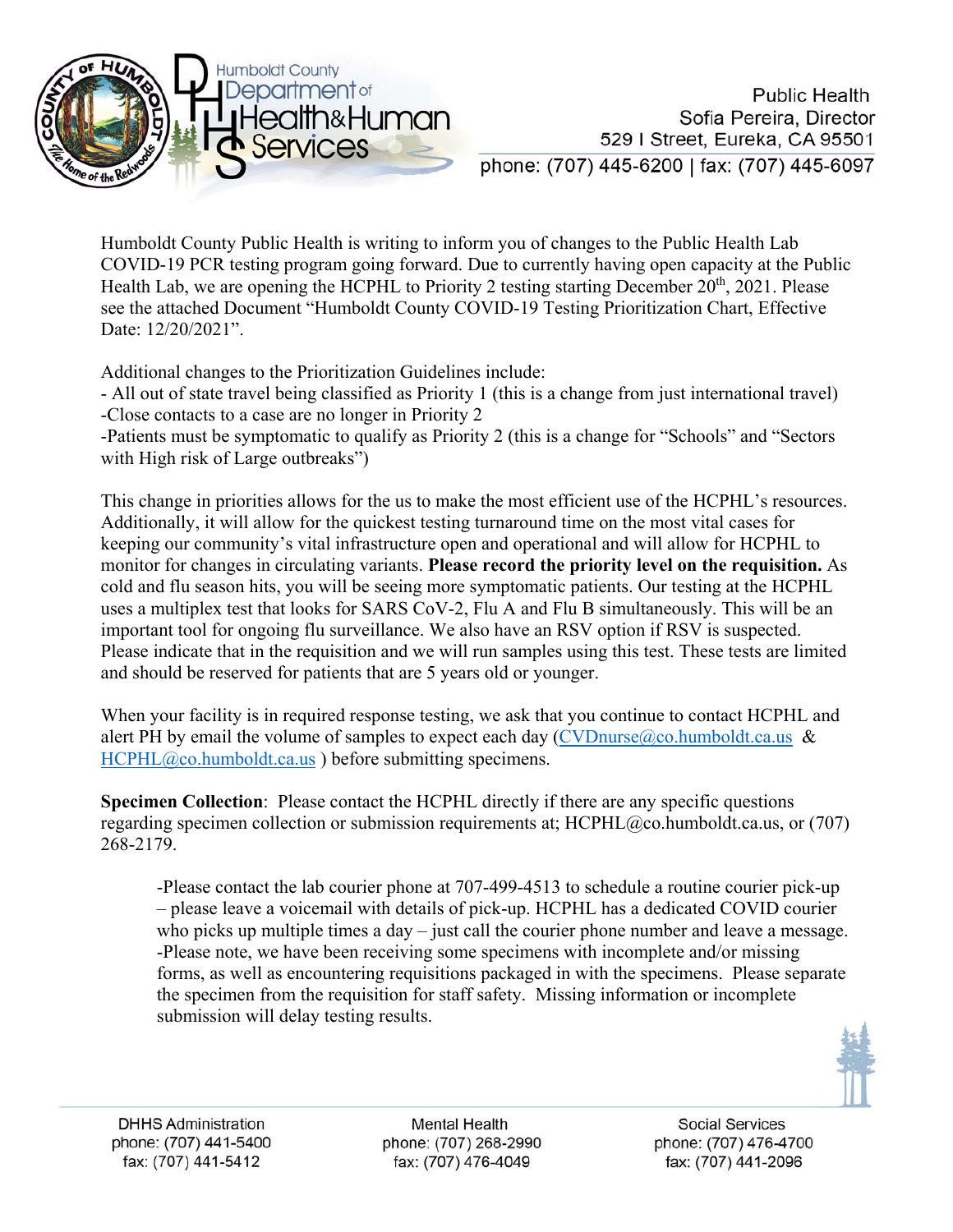Humboldt County Department of Health & Human Services

Public Health
Sofia Pereira, Director
529 I Street, Eureka, CA 95501
phone: (707) 445-6200 | fax: (707) 445-6097

Humboldt County Public Health is writing to inform you of changes to the Public Health Lab COVID-19 PCR testing program going forward. Due to currently having open capacity at the Public Health Lab, we are opening the HCPHL to Priority 2 testing starting December 20th, 2021. Please see the attached Document "Humboldt County COVID-19 Testing Prioritization Chart, Effective Date: 12/20/2021".

Additional changes to the Prioritization Guidelines include:
- All out of state travel being classified as Priority 1 (this is a change from just international travel)
- Close contacts to a case are no longer in Priority 2
- Patients must be symptomatic to qualify as Priority 2 (this is a change for "Schools" and "Sectors with High risk of Large outbreaks")

This change in priorities allows for the us to make the most efficient use of the HCPHL's resources. Additionally, it will allow for the quickest testing turnaround time on the most vital cases for keeping our community's vital infrastructure open and operational and will allow for HCPHL to monitor for changes in circulating variants. **Please record the priority level on the requisition.** As cold and flu season hits, you will be seeing more symptomatic patients. Our testing at the HCPHL uses a multiplex test that looks for SARS CoV-2, Flu A and Flu B simultaneously. This will be an important tool for ongoing flu surveillance. We also have an RSV option if RSV is suspected. Please indicate that in the requisition and we will run samples using this test. These tests are limited and should be reserved for patients that are 5 years old or younger.

When your facility is in required response testing, we ask that you continue to contact HCPHL and alert PH by email the volume of samples to expect each day (CVDnurse@co.humboldt.ca.us & HCPHL@co.humboldt.ca.us ) before submitting specimens.

**Specimen Collection**: Please contact the HCPHL directly if there are any specific questions regarding specimen collection or submission requirements at; HCPHL@co.humboldt.ca.us, or (707) 268-2179.

> -Please contact the lab courier phone at 707-499-4513 to schedule a routine courier pick-up – please leave a voicemail with details of pick-up. HCPHL has a dedicated COVID courier who picks up multiple times a day – just call the courier phone number and leave a message.
> -Please note, we have been receiving some specimens with incomplete and/or missing forms, as well as encountering requisitions packaged in with the specimens. Please separate the specimen from the requisition for staff safety. Missing information or incomplete submission will delay testing results.

DHHS Administration
phone: (707) 441-5400
fax: (707) 441-5412

Mental Health
phone: (707) 268-2990
fax: (707) 476-4049

Social Services
phone: (707) 476-4700
fax: (707) 441-2096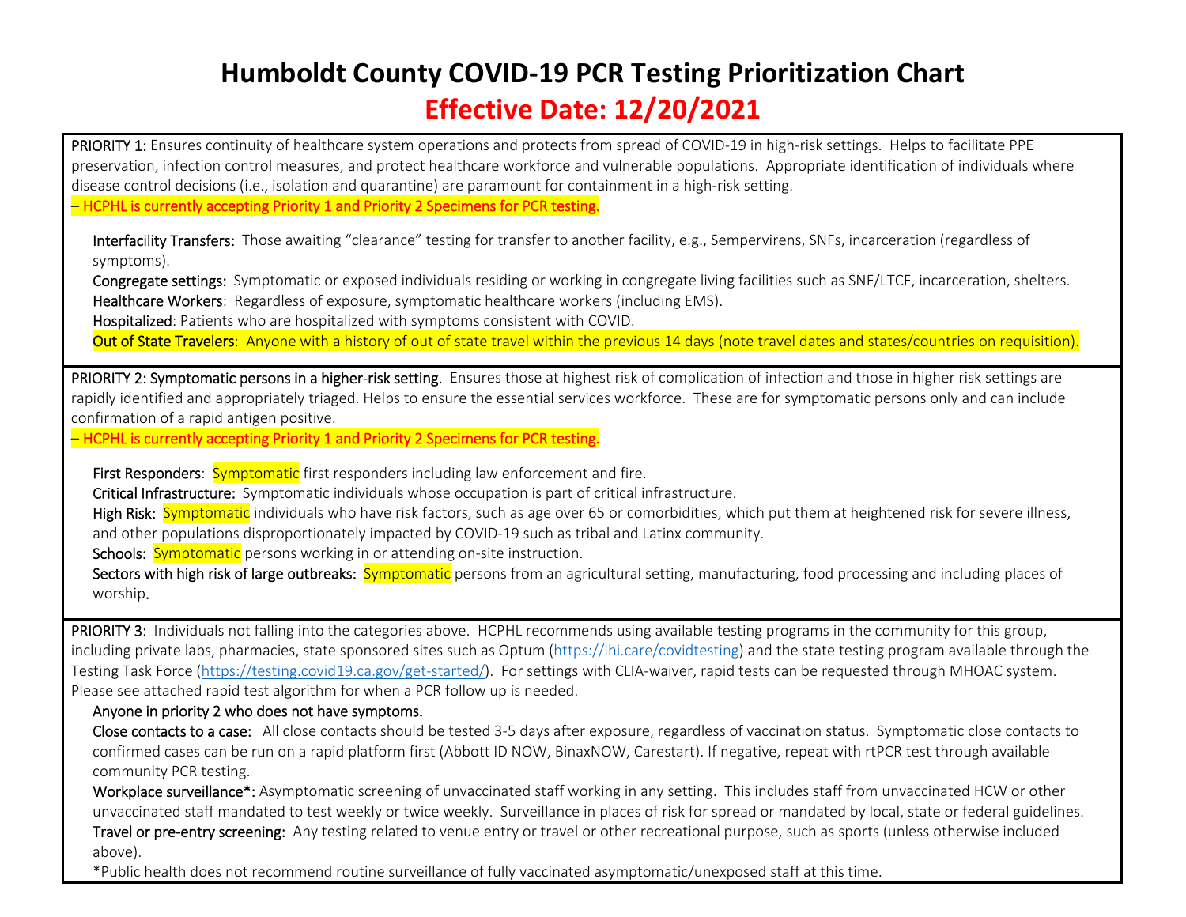# Humboldt County COVID-19 PCR Testing Prioritization Chart

## Effective Date: 12/20/2021

PRIORITY 1: Ensures continuity of healthcare system operations and protects from spread of COVID-19 in high-risk settings. Helps to facilitate PPE preservation, infection control measures, and protect healthcare workforce and vulnerable populations. Appropriate identification of individuals where disease control decisions (i.e., isolation and quarantine) are paramount for containment in a high-risk setting.

– HCPHL is currently accepting Priority 1 and Priority 2 Specimens for PCR testing.

- Interfacility Transfers: Those awaiting "clearance" testing for transfer to another facility, e.g., Sempervirens, SNFs, incarceration (regardless of symptoms).
- Congregate settings: Symptomatic or exposed individuals residing or working in congregate living facilities such as SNF/LTCF, incarceration, shelters.
- Healthcare Workers: Regardless of exposure, symptomatic healthcare workers (including EMS).
- Hospitalized: Patients who are hospitalized with symptoms consistent with COVID.
- Out of State Travelers: Anyone with a history of out of state travel within the previous 14 days (note travel dates and states/countries on requisition).

PRIORITY 2: Symptomatic persons in a higher-risk setting. Ensures those at highest risk of complication of infection and those in higher risk settings are rapidly identified and appropriately triaged. Helps to ensure the essential services workforce. These are for symptomatic persons only and can include confirmation of a rapid antigen positive.

– HCPHL is currently accepting Priority 1 and Priority 2 Specimens for PCR testing.

- First Responders: Symptomatic first responders including law enforcement and fire.
- Critical Infrastructure: Symptomatic individuals whose occupation is part of critical infrastructure.
- High Risk: Symptomatic individuals who have risk factors, such as age over 65 or comorbidities, which put them at heightened risk for severe illness, and other populations disproportionately impacted by COVID-19 such as tribal and Latinx community.
- Schools: Symptomatic persons working in or attending on-site instruction.
- Sectors with high risk of large outbreaks: Symptomatic persons from an agricultural setting, manufacturing, food processing and including places of worship.

PRIORITY 3: Individuals not falling into the categories above. HCPHL recommends using available testing programs in the community for this group, including private labs, pharmacies, state sponsored sites such as Optum (https://lhi.care/covidtesting) and the state testing program available through the Testing Task Force (https://testing.covid19.ca.gov/get-started/). For settings with CLIA-waiver, rapid tests can be requested through MHOAC system. Please see attached rapid test algorithm for when a PCR follow up is needed.

- Anyone in priority 2 who does not have symptoms.
- Close contacts to a case: All close contacts should be tested 3-5 days after exposure, regardless of vaccination status. Symptomatic close contacts to confirmed cases can be run on a rapid platform first (Abbott ID NOW, BinaxNOW, Carestart). If negative, repeat with rtPCR test through available community PCR testing.
- Workplace surveillance*: Asymptomatic screening of unvaccinated staff working in any setting. This includes staff from unvaccinated HCW or other unvaccinated staff mandated to test weekly or twice weekly. Surveillance in places of risk for spread or mandated by local, state or federal guidelines.
- Travel or pre-entry screening: Any testing related to venue entry or travel or other recreational purpose, such as sports (unless otherwise included above).

*Public health does not recommend routine surveillance of fully vaccinated asymptomatic/unexposed staff at this time.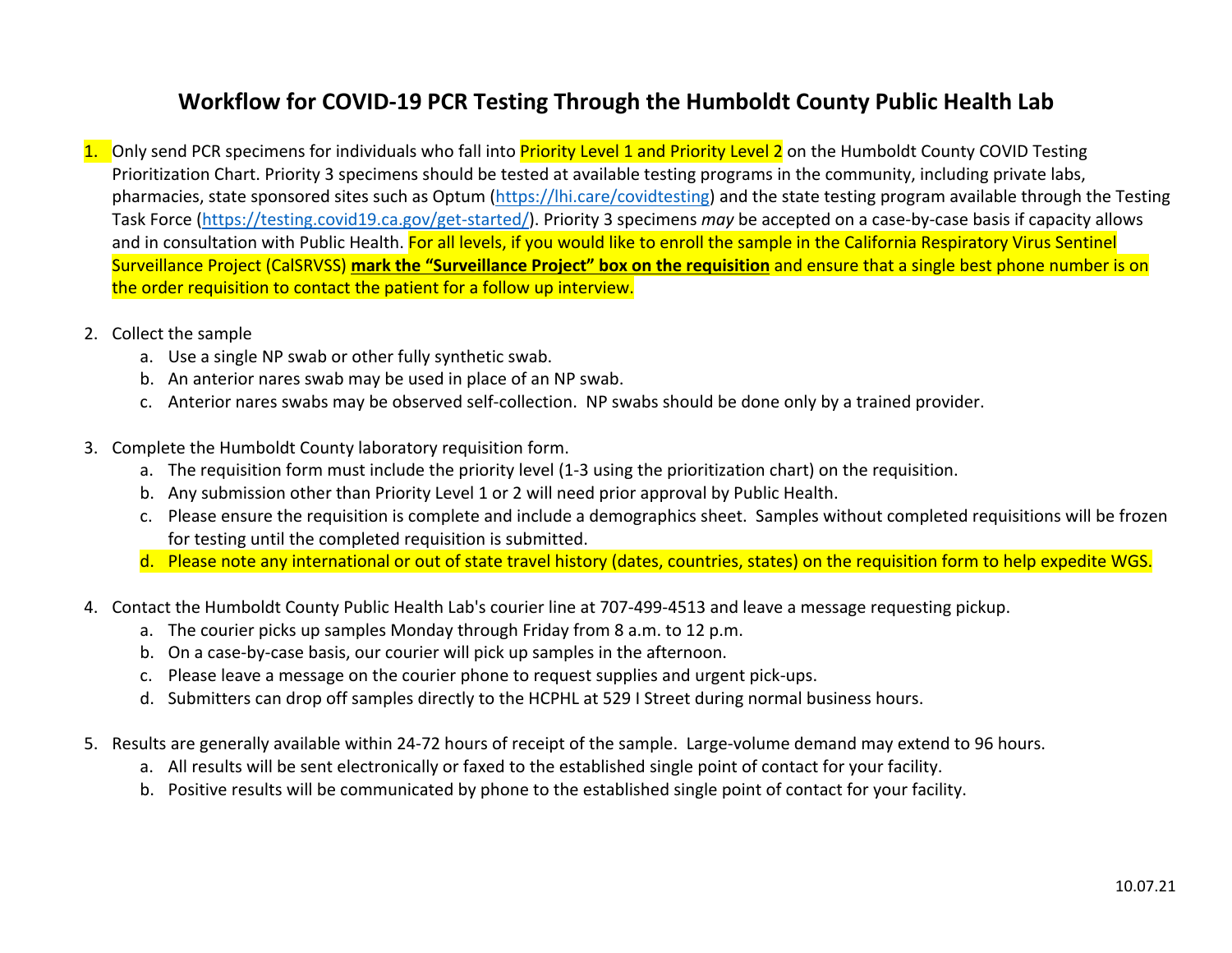# Workflow for COVID-19 PCR Testing Through the Humboldt County Public Health Lab

1. Only send PCR specimens for individuals who fall into Priority Level 1 and Priority Level 2 on the Humboldt County COVID Testing Prioritization Chart. Priority 3 specimens should be tested at available testing programs in the community, including private labs, pharmacies, state sponsored sites such as Optum (https://lhi.care/covidtesting) and the state testing program available through the Testing Task Force (https://testing.covid19.ca.gov/get-started/). Priority 3 specimens *may* be accepted on a case-by-case basis if capacity allows and in consultation with Public Health. For all levels, if you would like to enroll the sample in the California Respiratory Virus Sentinel Surveillance Project (CalSRVSS) **mark the "Surveillance Project" box on the requisition** and ensure that a single best phone number is on the order requisition to contact the patient for a follow up interview.

2. Collect the sample
   a. Use a single NP swab or other fully synthetic swab.
   b. An anterior nares swab may be used in place of an NP swab.
   c. Anterior nares swabs may be observed self-collection. NP swabs should be done only by a trained provider.

3. Complete the Humboldt County laboratory requisition form.
   a. The requisition form must include the priority level (1-3 using the prioritization chart) on the requisition.
   b. Any submission other than Priority Level 1 or 2 will need prior approval by Public Health.
   c. Please ensure the requisition is complete and include a demographics sheet. Samples without completed requisitions will be frozen for testing until the completed requisition is submitted.
   d. Please note any international or out of state travel history (dates, countries, states) on the requisition form to help expedite WGS.

4. Contact the Humboldt County Public Health Lab's courier line at 707-499-4513 and leave a message requesting pickup.
   a. The courier picks up samples Monday through Friday from 8 a.m. to 12 p.m.
   b. On a case-by-case basis, our courier will pick up samples in the afternoon.
   c. Please leave a message on the courier phone to request supplies and urgent pick-ups.
   d. Submitters can drop off samples directly to the HCPHL at 529 I Street during normal business hours.

5. Results are generally available within 24-72 hours of receipt of the sample. Large-volume demand may extend to 96 hours.
   a. All results will be sent electronically or faxed to the established single point of contact for your facility.
   b. Positive results will be communicated by phone to the established single point of contact for your facility.

10.07.21